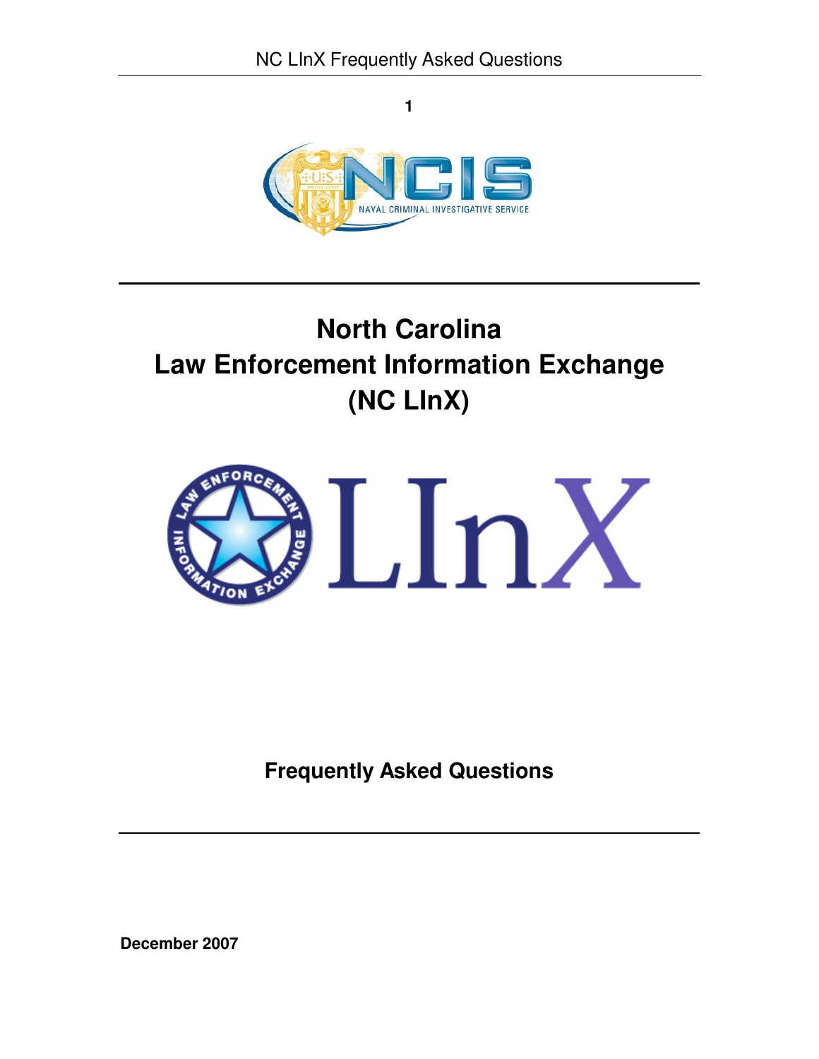# North Carolina Law Enforcement Information Exchange (NC LInX)

## Frequently Asked Questions

**December 2007**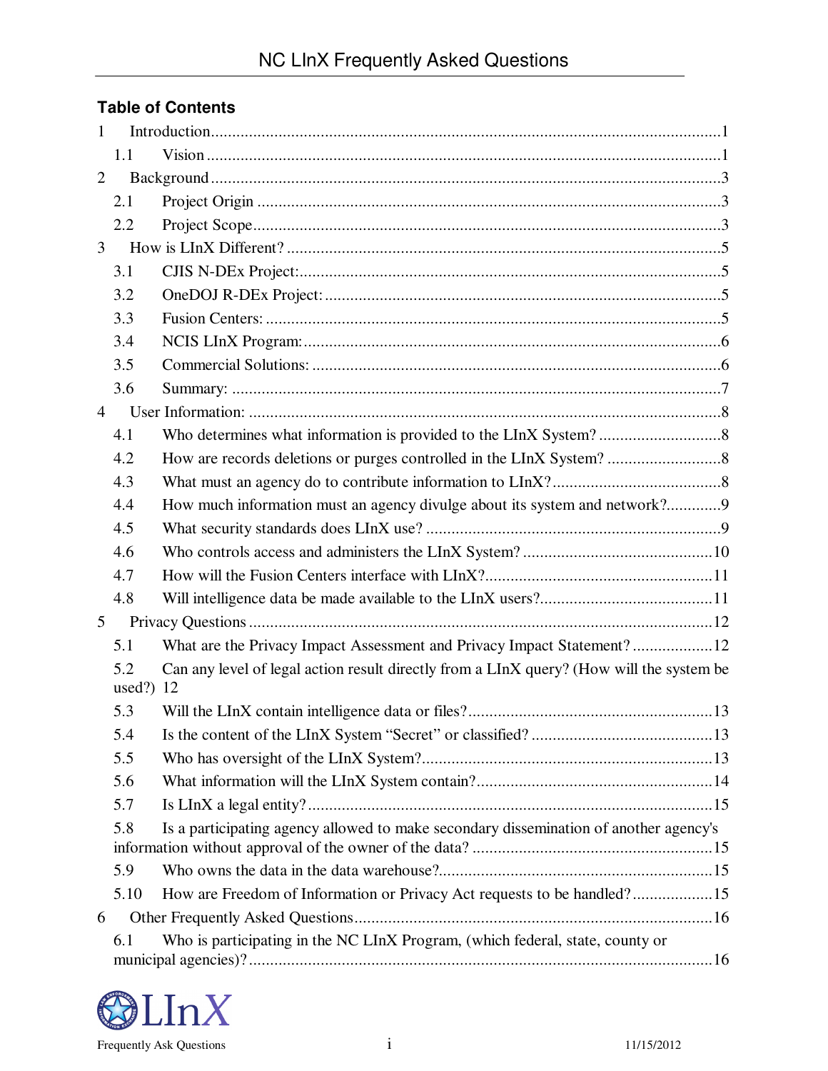## Table of Contents

1 Introduction........................................................................................................................1
  1.1 Vision ..........................................................................................................................1
2 Background ........................................................................................................................3
  2.1 Project Origin ..............................................................................................................3
  2.2 Project Scope...............................................................................................................3
3 How is LInX Different? ......................................................................................................5
  3.1 CJIS N-DEx Project:....................................................................................................5
  3.2 OneDOJ R-DEx Project: .............................................................................................5
  3.3 Fusion Centers: ...........................................................................................................5
  3.4 NCIS LInX Program:..................................................................................................6
  3.5 Commercial Solutions: ................................................................................................6
  3.6 Summary: ....................................................................................................................7
4 User Information: ...............................................................................................................8
  4.1 Who determines what information is provided to the LInX System? .............................8
  4.2 How are records deletions or purges controlled in the LInX System? ...........................8
  4.3 What must an agency do to contribute information to LInX?........................................8
  4.4 How much information must an agency divulge about its system and network?............9
  4.5 What security standards does LInX use? .....................................................................9
  4.6 Who controls access and administers the LInX System? .............................................10
  4.7 How will the Fusion Centers interface with LInX?......................................................11
  4.8 Will intelligence data be made available to the LInX users?.........................................11
5 Privacy Questions .............................................................................................................12
  5.1 What are the Privacy Impact Assessment and Privacy Impact Statement? ...................12
  5.2 Can any level of legal action result directly from a LInX query? (How will the system be used?) 12
  5.3 Will the LInX contain intelligence data or files?..........................................................13
  5.4 Is the content of the LInX System “Secret” or classified? ...........................................13
  5.5 Who has oversight of the LInX System?....................................................................13
  5.6 What information will the LInX System contain?........................................................14
  5.7 Is LInX a legal entity? ................................................................................................15
  5.8 Is a participating agency allowed to make secondary dissemination of another agency's information without approval of the owner of the data? .........................................................15
  5.9 Who owns the data in the data warehouse?................................................................15
  5.10 How are Freedom of Information or Privacy Act requests to be handled? ...................15
6 Other Frequently Asked Questions....................................................................................16
  6.1 Who is participating in the NC LInX Program, (which federal, state, county or municipal agencies)? ...............................................................................................................16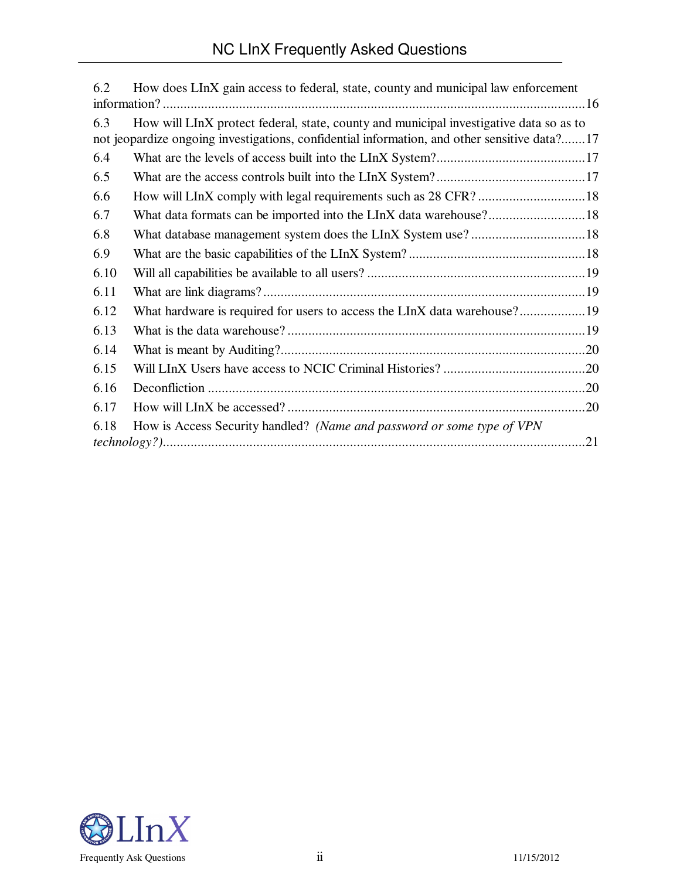6.2 How does LInX gain access to federal, state, county and municipal law enforcement information? ....16

6.3 How will LInX protect federal, state, county and municipal investigative data so as to not jeopardize ongoing investigations, confidential information, and other sensitive data? ....17

6.4 What are the levels of access built into the LInX System? ....17

6.5 What are the access controls built into the LInX System? ....17

6.6 How will LInX comply with legal requirements such as 28 CFR? ....18

6.7 What data formats can be imported into the LInX data warehouse? ....18

6.8 What database management system does the LInX System use? ....18

6.9 What are the basic capabilities of the LInX System? ....18

6.10 Will all capabilities be available to all users? ....19

6.11 What are link diagrams? ....19

6.12 What hardware is required for users to access the LInX data warehouse? ....19

6.13 What is the data warehouse? ....19

6.14 What is meant by Auditing? ....20

6.15 Will LInX Users have access to NCIC Criminal Histories? ....20

6.16 Deconfliction ....20

6.17 How will LInX be accessed? ....20

6.18 How is Access Security handled? *(Name and password or some type of VPN technology?)* ....21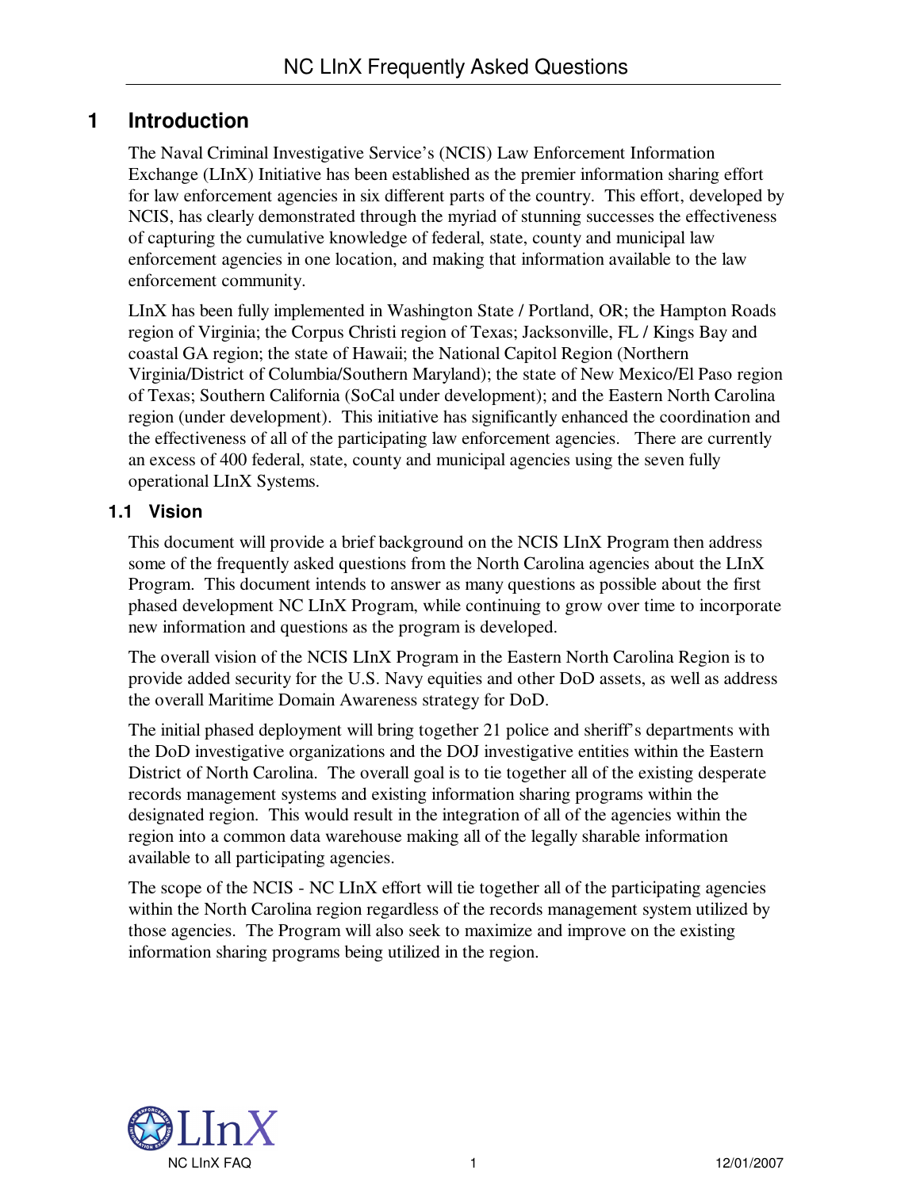# 1 Introduction

The Naval Criminal Investigative Service's (NCIS) Law Enforcement Information Exchange (LInX) Initiative has been established as the premier information sharing effort for law enforcement agencies in six different parts of the country. This effort, developed by NCIS, has clearly demonstrated through the myriad of stunning successes the effectiveness of capturing the cumulative knowledge of federal, state, county and municipal law enforcement agencies in one location, and making that information available to the law enforcement community.

LInX has been fully implemented in Washington State / Portland, OR; the Hampton Roads region of Virginia; the Corpus Christi region of Texas; Jacksonville, FL / Kings Bay and coastal GA region; the state of Hawaii; the National Capitol Region (Northern Virginia/District of Columbia/Southern Maryland); the state of New Mexico/El Paso region of Texas; Southern California (SoCal under development); and the Eastern North Carolina region (under development). This initiative has significantly enhanced the coordination and the effectiveness of all of the participating law enforcement agencies. There are currently an excess of 400 federal, state, county and municipal agencies using the seven fully operational LInX Systems.

## 1.1 Vision

This document will provide a brief background on the NCIS LInX Program then address some of the frequently asked questions from the North Carolina agencies about the LInX Program. This document intends to answer as many questions as possible about the first phased development NC LInX Program, while continuing to grow over time to incorporate new information and questions as the program is developed.

The overall vision of the NCIS LInX Program in the Eastern North Carolina Region is to provide added security for the U.S. Navy equities and other DoD assets, as well as address the overall Maritime Domain Awareness strategy for DoD.

The initial phased deployment will bring together 21 police and sheriff's departments with the DoD investigative organizations and the DOJ investigative entities within the Eastern District of North Carolina. The overall goal is to tie together all of the existing desperate records management systems and existing information sharing programs within the designated region. This would result in the integration of all of the agencies within the region into a common data warehouse making all of the legally sharable information available to all participating agencies.

The scope of the NCIS - NC LInX effort will tie together all of the participating agencies within the North Carolina region regardless of the records management system utilized by those agencies. The Program will also seek to maximize and improve on the existing information sharing programs being utilized in the region.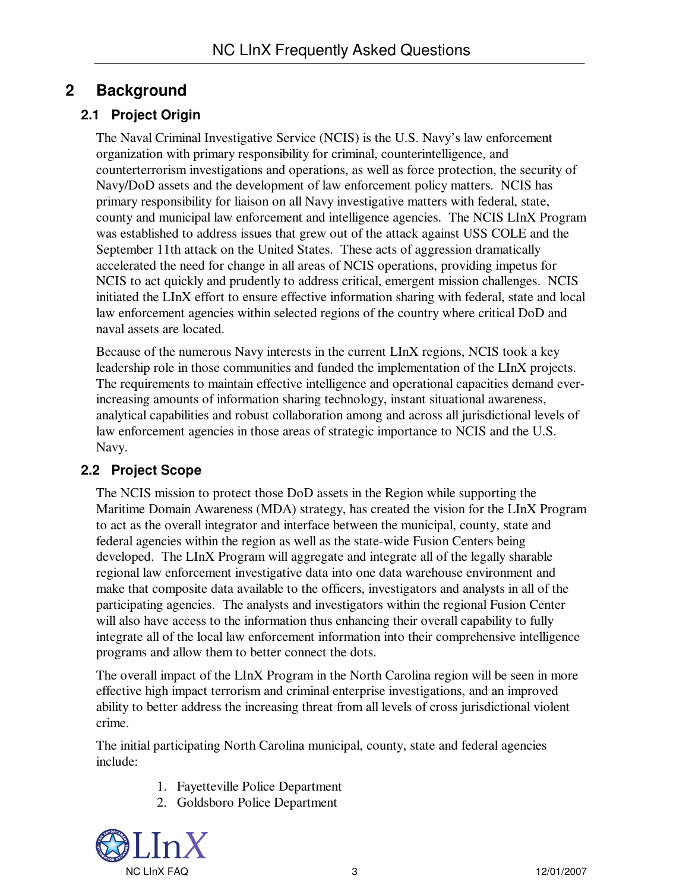## 2 Background

### 2.1 Project Origin

The Naval Criminal Investigative Service (NCIS) is the U.S. Navy's law enforcement organization with primary responsibility for criminal, counterintelligence, and counterterrorism investigations and operations, as well as force protection, the security of Navy/DoD assets and the development of law enforcement policy matters. NCIS has primary responsibility for liaison on all Navy investigative matters with federal, state, county and municipal law enforcement and intelligence agencies. The NCIS LInX Program was established to address issues that grew out of the attack against USS COLE and the September 11th attack on the United States. These acts of aggression dramatically accelerated the need for change in all areas of NCIS operations, providing impetus for NCIS to act quickly and prudently to address critical, emergent mission challenges. NCIS initiated the LInX effort to ensure effective information sharing with federal, state and local law enforcement agencies within selected regions of the country where critical DoD and naval assets are located.

Because of the numerous Navy interests in the current LInX regions, NCIS took a key leadership role in those communities and funded the implementation of the LInX projects. The requirements to maintain effective intelligence and operational capacities demand ever-increasing amounts of information sharing technology, instant situational awareness, analytical capabilities and robust collaboration among and across all jurisdictional levels of law enforcement agencies in those areas of strategic importance to NCIS and the U.S. Navy.

### 2.2 Project Scope

The NCIS mission to protect those DoD assets in the Region while supporting the Maritime Domain Awareness (MDA) strategy, has created the vision for the LInX Program to act as the overall integrator and interface between the municipal, county, state and federal agencies within the region as well as the state-wide Fusion Centers being developed. The LInX Program will aggregate and integrate all of the legally sharable regional law enforcement investigative data into one data warehouse environment and make that composite data available to the officers, investigators and analysts in all of the participating agencies. The analysts and investigators within the regional Fusion Center will also have access to the information thus enhancing their overall capability to fully integrate all of the local law enforcement information into their comprehensive intelligence programs and allow them to better connect the dots.

The overall impact of the LInX Program in the North Carolina region will be seen in more effective high impact terrorism and criminal enterprise investigations, and an improved ability to better address the increasing threat from all levels of cross jurisdictional violent crime.

The initial participating North Carolina municipal, county, state and federal agencies include:

1. Fayetteville Police Department
2. Goldsboro Police Department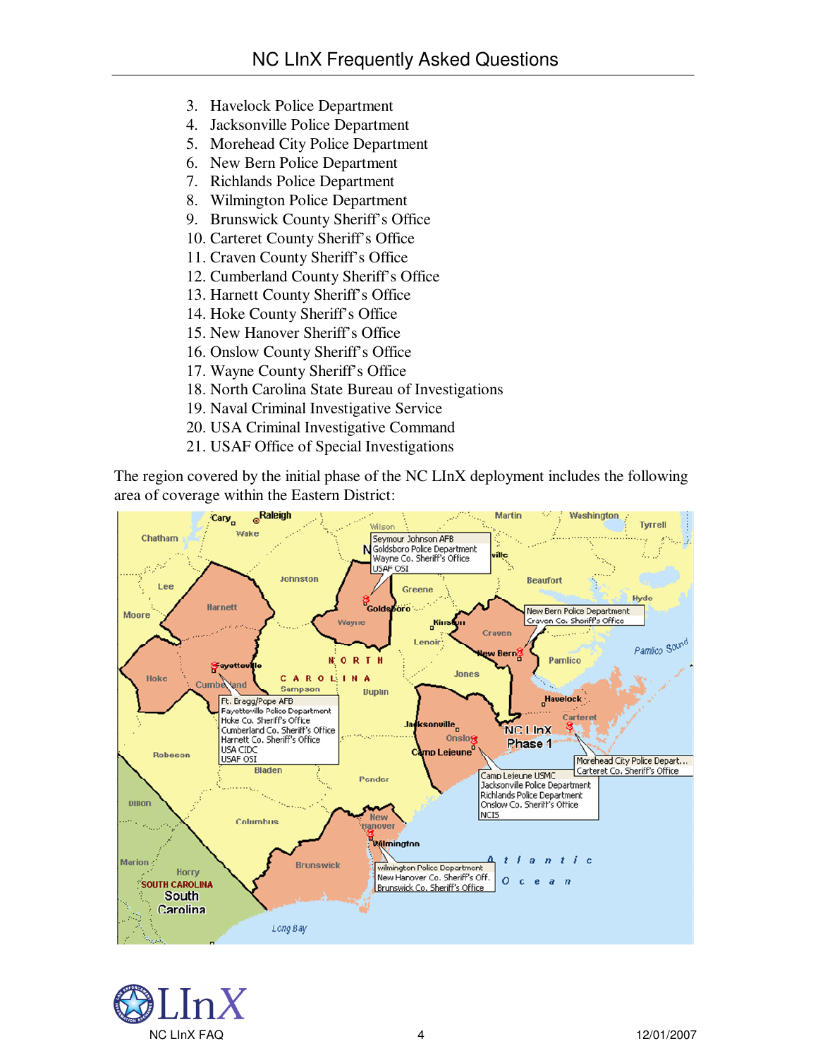3. Havelock Police Department
4. Jacksonville Police Department
5. Morehead City Police Department
6. New Bern Police Department
7. Richlands Police Department
8. Wilmington Police Department
9. Brunswick County Sheriff's Office
10. Carteret County Sheriff's Office
11. Craven County Sheriff's Office
12. Cumberland County Sheriff's Office
13. Harnett County Sheriff's Office
14. Hoke County Sheriff's Office
15. New Hanover Sheriff's Office
16. Onslow County Sheriff's Office
17. Wayne County Sheriff's Office
18. North Carolina State Bureau of Investigations
19. Naval Criminal Investigative Service
20. USA Criminal Investigative Command
21. USAF Office of Special Investigations

The region covered by the initial phase of the NC LInX deployment includes the following area of coverage within the Eastern District: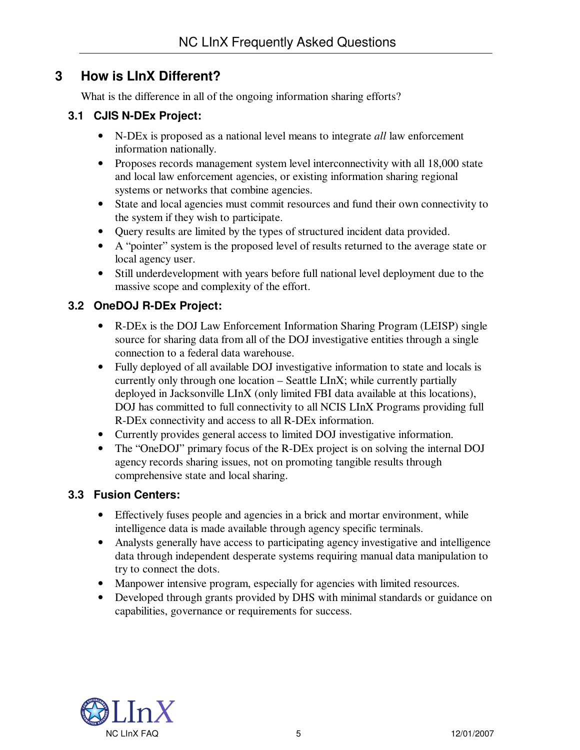## 3 How is LInX Different?

What is the difference in all of the ongoing information sharing efforts?

### 3.1 CJIS N-DEx Project:

- N-DEx is proposed as a national level means to integrate *all* law enforcement information nationally.
- Proposes records management system level interconnectivity with all 18,000 state and local law enforcement agencies, or existing information sharing regional systems or networks that combine agencies.
- State and local agencies must commit resources and fund their own connectivity to the system if they wish to participate.
- Query results are limited by the types of structured incident data provided.
- A "pointer" system is the proposed level of results returned to the average state or local agency user.
- Still underdevelopment with years before full national level deployment due to the massive scope and complexity of the effort.

### 3.2 OneDOJ R-DEx Project:

- R-DEx is the DOJ Law Enforcement Information Sharing Program (LEISP) single source for sharing data from all of the DOJ investigative entities through a single connection to a federal data warehouse.
- Fully deployed of all available DOJ investigative information to state and locals is currently only through one location – Seattle LInX; while currently partially deployed in Jacksonville LInX (only limited FBI data available at this locations), DOJ has committed to full connectivity to all NCIS LInX Programs providing full R-DEx connectivity and access to all R-DEx information.
- Currently provides general access to limited DOJ investigative information.
- The "OneDOJ" primary focus of the R-DEx project is on solving the internal DOJ agency records sharing issues, not on promoting tangible results through comprehensive state and local sharing.

### 3.3 Fusion Centers:

- Effectively fuses people and agencies in a brick and mortar environment, while intelligence data is made available through agency specific terminals.
- Analysts generally have access to participating agency investigative and intelligence data through independent desperate systems requiring manual data manipulation to try to connect the dots.
- Manpower intensive program, especially for agencies with limited resources.
- Developed through grants provided by DHS with minimal standards or guidance on capabilities, governance or requirements for success.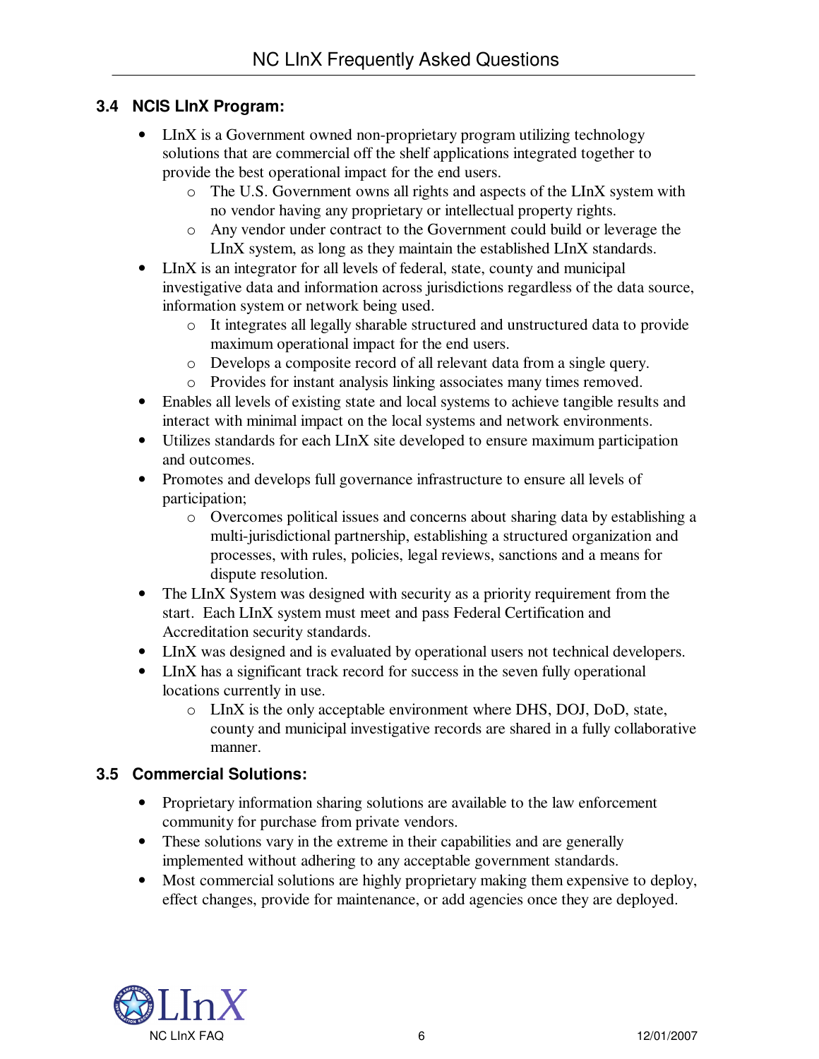### 3.4 NCIS LInX Program:

- LInX is a Government owned non-proprietary program utilizing technology solutions that are commercial off the shelf applications integrated together to provide the best operational impact for the end users.
  - The U.S. Government owns all rights and aspects of the LInX system with no vendor having any proprietary or intellectual property rights.
  - Any vendor under contract to the Government could build or leverage the LInX system, as long as they maintain the established LInX standards.
- LInX is an integrator for all levels of federal, state, county and municipal investigative data and information across jurisdictions regardless of the data source, information system or network being used.
  - It integrates all legally sharable structured and unstructured data to provide maximum operational impact for the end users.
  - Develops a composite record of all relevant data from a single query.
  - Provides for instant analysis linking associates many times removed.
- Enables all levels of existing state and local systems to achieve tangible results and interact with minimal impact on the local systems and network environments.
- Utilizes standards for each LInX site developed to ensure maximum participation and outcomes.
- Promotes and develops full governance infrastructure to ensure all levels of participation;
  - Overcomes political issues and concerns about sharing data by establishing a multi-jurisdictional partnership, establishing a structured organization and processes, with rules, policies, legal reviews, sanctions and a means for dispute resolution.
- The LInX System was designed with security as a priority requirement from the start. Each LInX system must meet and pass Federal Certification and Accreditation security standards.
- LInX was designed and is evaluated by operational users not technical developers.
- LInX has a significant track record for success in the seven fully operational locations currently in use.
  - LInX is the only acceptable environment where DHS, DOJ, DoD, state, county and municipal investigative records are shared in a fully collaborative manner.

### 3.5 Commercial Solutions:

- Proprietary information sharing solutions are available to the law enforcement community for purchase from private vendors.
- These solutions vary in the extreme in their capabilities and are generally implemented without adhering to any acceptable government standards.
- Most commercial solutions are highly proprietary making them expensive to deploy, effect changes, provide for maintenance, or add agencies once they are deployed.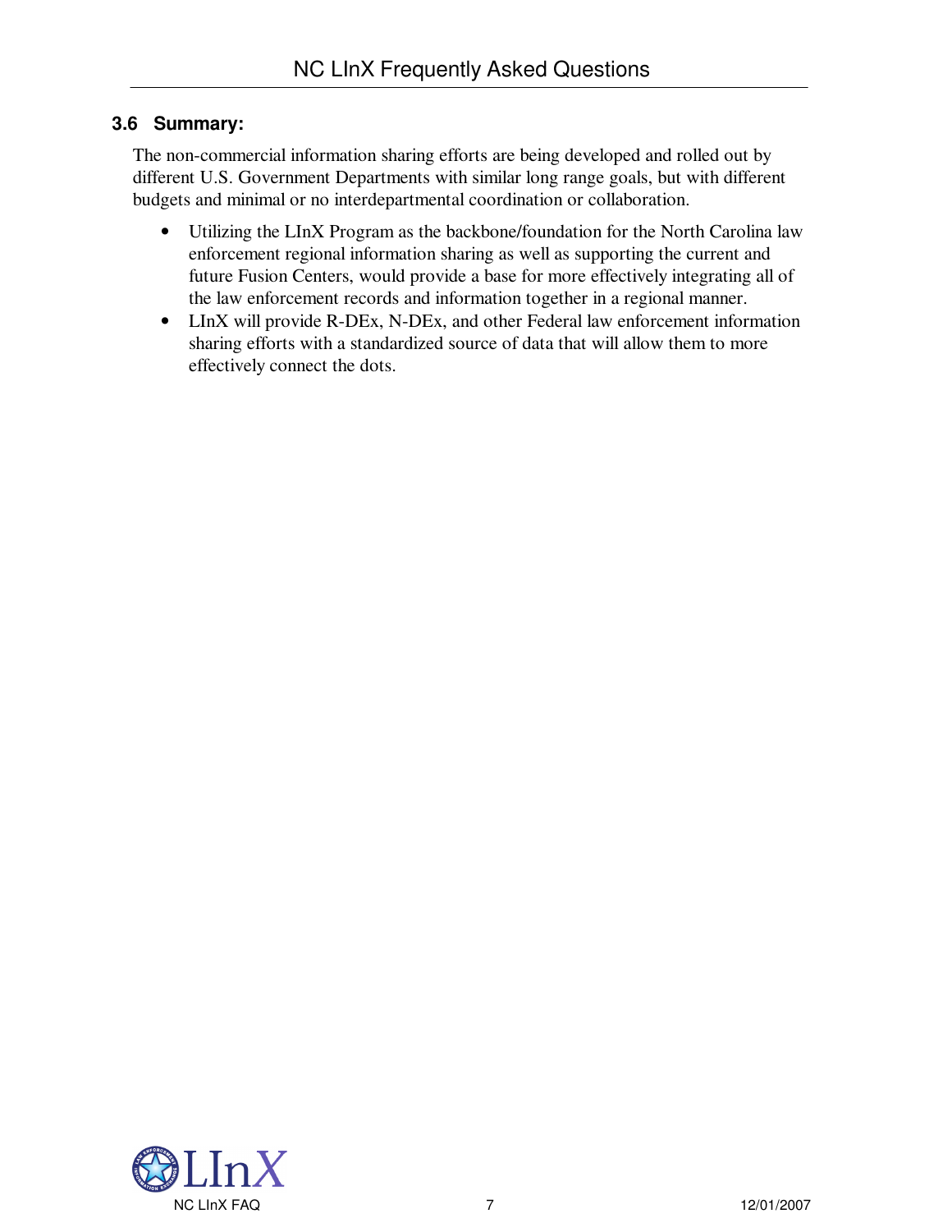### 3.6 Summary:

The non-commercial information sharing efforts are being developed and rolled out by different U.S. Government Departments with similar long range goals, but with different budgets and minimal or no interdepartmental coordination or collaboration.

- Utilizing the LInX Program as the backbone/foundation for the North Carolina law enforcement regional information sharing as well as supporting the current and future Fusion Centers, would provide a base for more effectively integrating all of the law enforcement records and information together in a regional manner.
- LInX will provide R-DEx, N-DEx, and other Federal law enforcement information sharing efforts with a standardized source of data that will allow them to more effectively connect the dots.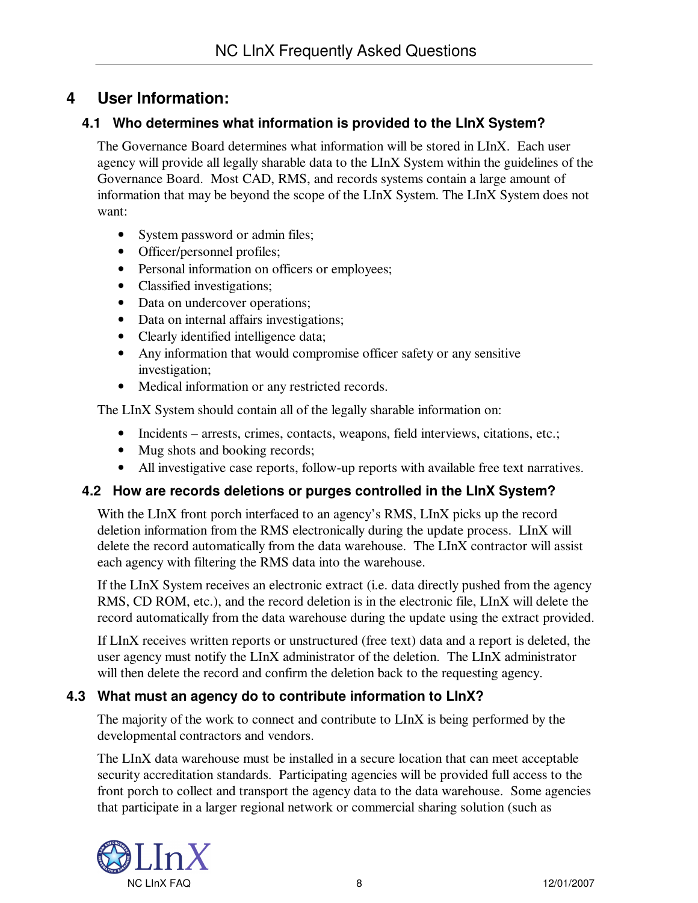# 4 User Information:

## 4.1 Who determines what information is provided to the LInX System?

The Governance Board determines what information will be stored in LInX. Each user agency will provide all legally sharable data to the LInX System within the guidelines of the Governance Board. Most CAD, RMS, and records systems contain a large amount of information that may be beyond the scope of the LInX System. The LInX System does not want:

- System password or admin files;
- Officer/personnel profiles;
- Personal information on officers or employees;
- Classified investigations;
- Data on undercover operations;
- Data on internal affairs investigations;
- Clearly identified intelligence data;
- Any information that would compromise officer safety or any sensitive investigation;
- Medical information or any restricted records.

The LInX System should contain all of the legally sharable information on:

- Incidents – arrests, crimes, contacts, weapons, field interviews, citations, etc.;
- Mug shots and booking records;
- All investigative case reports, follow-up reports with available free text narratives.

## 4.2 How are records deletions or purges controlled in the LInX System?

With the LInX front porch interfaced to an agency's RMS, LInX picks up the record deletion information from the RMS electronically during the update process. LInX will delete the record automatically from the data warehouse. The LInX contractor will assist each agency with filtering the RMS data into the warehouse.

If the LInX System receives an electronic extract (i.e. data directly pushed from the agency RMS, CD ROM, etc.), and the record deletion is in the electronic file, LInX will delete the record automatically from the data warehouse during the update using the extract provided.

If LInX receives written reports or unstructured (free text) data and a report is deleted, the user agency must notify the LInX administrator of the deletion. The LInX administrator will then delete the record and confirm the deletion back to the requesting agency.

## 4.3 What must an agency do to contribute information to LInX?

The majority of the work to connect and contribute to LInX is being performed by the developmental contractors and vendors.

The LInX data warehouse must be installed in a secure location that can meet acceptable security accreditation standards. Participating agencies will be provided full access to the front porch to collect and transport the agency data to the data warehouse. Some agencies that participate in a larger regional network or commercial sharing solution (such as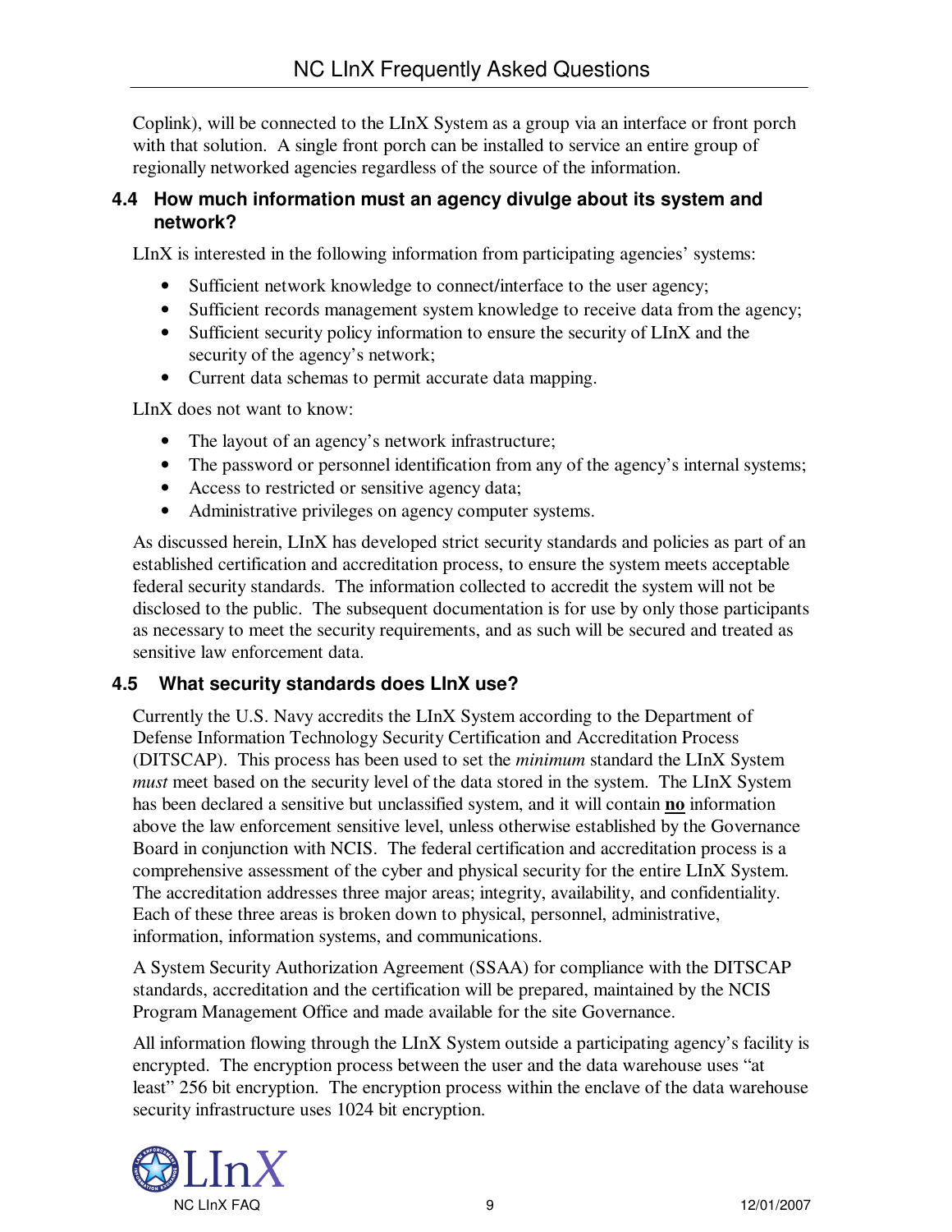Coplink), will be connected to the LInX System as a group via an interface or front porch with that solution. A single front porch can be installed to service an entire group of regionally networked agencies regardless of the source of the information.

### 4.4 How much information must an agency divulge about its system and network?

LInX is interested in the following information from participating agencies' systems:

- Sufficient network knowledge to connect/interface to the user agency;
- Sufficient records management system knowledge to receive data from the agency;
- Sufficient security policy information to ensure the security of LInX and the security of the agency's network;
- Current data schemas to permit accurate data mapping.

LInX does not want to know:

- The layout of an agency's network infrastructure;
- The password or personnel identification from any of the agency's internal systems;
- Access to restricted or sensitive agency data;
- Administrative privileges on agency computer systems.

As discussed herein, LInX has developed strict security standards and policies as part of an established certification and accreditation process, to ensure the system meets acceptable federal security standards. The information collected to accredit the system will not be disclosed to the public. The subsequent documentation is for use by only those participants as necessary to meet the security requirements, and as such will be secured and treated as sensitive law enforcement data.

### 4.5 What security standards does LInX use?

Currently the U.S. Navy accredits the LInX System according to the Department of Defense Information Technology Security Certification and Accreditation Process (DITSCAP). This process has been used to set the *minimum* standard the LInX System *must* meet based on the security level of the data stored in the system. The LInX System has been declared a sensitive but unclassified system, and it will contain **no** information above the law enforcement sensitive level, unless otherwise established by the Governance Board in conjunction with NCIS. The federal certification and accreditation process is a comprehensive assessment of the cyber and physical security for the entire LInX System. The accreditation addresses three major areas; integrity, availability, and confidentiality. Each of these three areas is broken down to physical, personnel, administrative, information, information systems, and communications.

A System Security Authorization Agreement (SSAA) for compliance with the DITSCAP standards, accreditation and the certification will be prepared, maintained by the NCIS Program Management Office and made available for the site Governance.

All information flowing through the LInX System outside a participating agency's facility is encrypted. The encryption process between the user and the data warehouse uses "at least" 256 bit encryption. The encryption process within the enclave of the data warehouse security infrastructure uses 1024 bit encryption.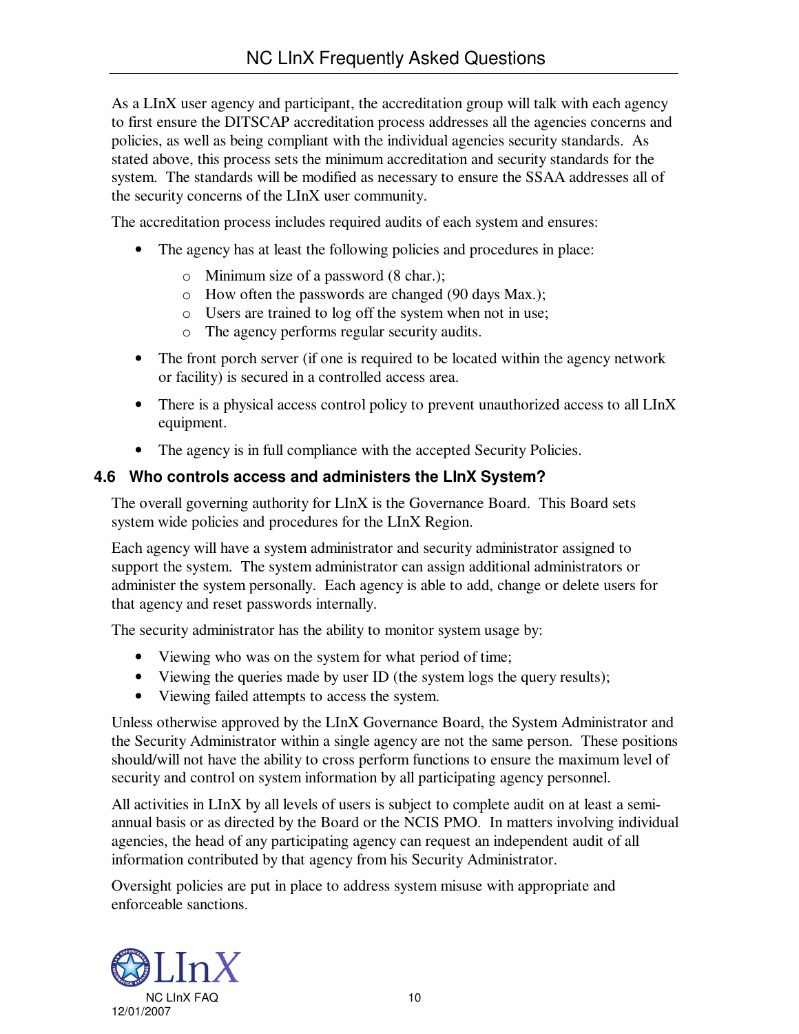As a LInX user agency and participant, the accreditation group will talk with each agency to first ensure the DITSCAP accreditation process addresses all the agencies concerns and policies, as well as being compliant with the individual agencies security standards. As stated above, this process sets the minimum accreditation and security standards for the system. The standards will be modified as necessary to ensure the SSAA addresses all of the security concerns of the LInX user community.

The accreditation process includes required audits of each system and ensures:

- The agency has at least the following policies and procedures in place:
  - Minimum size of a password (8 char.);
  - How often the passwords are changed (90 days Max.);
  - Users are trained to log off the system when not in use;
  - The agency performs regular security audits.
- The front porch server (if one is required to be located within the agency network or facility) is secured in a controlled access area.
- There is a physical access control policy to prevent unauthorized access to all LInX equipment.
- The agency is in full compliance with the accepted Security Policies.

### 4.6 Who controls access and administers the LInX System?

The overall governing authority for LInX is the Governance Board. This Board sets system wide policies and procedures for the LInX Region.

Each agency will have a system administrator and security administrator assigned to support the system. The system administrator can assign additional administrators or administer the system personally. Each agency is able to add, change or delete users for that agency and reset passwords internally.

The security administrator has the ability to monitor system usage by:

- Viewing who was on the system for what period of time;
- Viewing the queries made by user ID (the system logs the query results);
- Viewing failed attempts to access the system.

Unless otherwise approved by the LInX Governance Board, the System Administrator and the Security Administrator within a single agency are not the same person. These positions should/will not have the ability to cross perform functions to ensure the maximum level of security and control on system information by all participating agency personnel.

All activities in LInX by all levels of users is subject to complete audit on at least a semi-annual basis or as directed by the Board or the NCIS PMO. In matters involving individual agencies, the head of any participating agency can request an independent audit of all information contributed by that agency from his Security Administrator.

Oversight policies are put in place to address system misuse with appropriate and enforceable sanctions.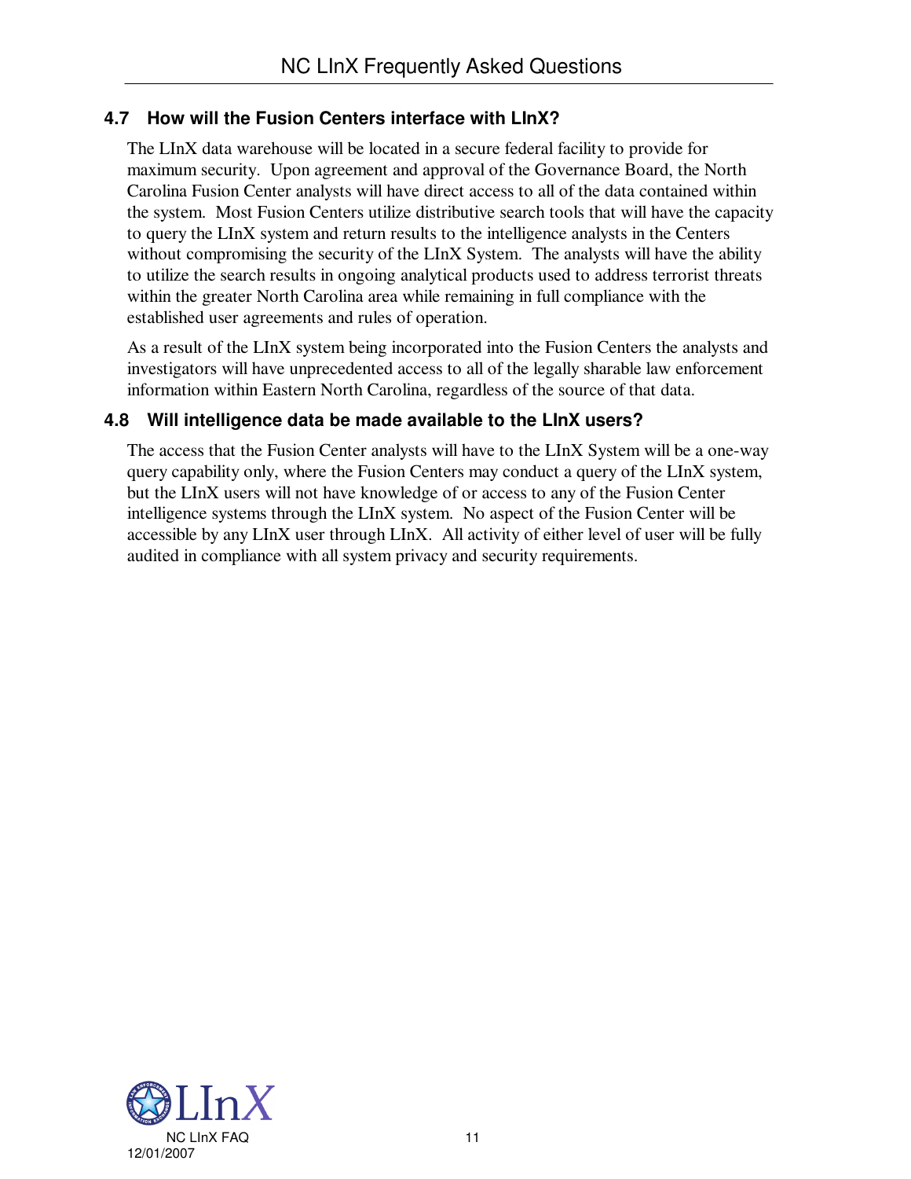### 4.7 How will the Fusion Centers interface with LInX?

The LInX data warehouse will be located in a secure federal facility to provide for maximum security. Upon agreement and approval of the Governance Board, the North Carolina Fusion Center analysts will have direct access to all of the data contained within the system. Most Fusion Centers utilize distributive search tools that will have the capacity to query the LInX system and return results to the intelligence analysts in the Centers without compromising the security of the LInX System. The analysts will have the ability to utilize the search results in ongoing analytical products used to address terrorist threats within the greater North Carolina area while remaining in full compliance with the established user agreements and rules of operation.

As a result of the LInX system being incorporated into the Fusion Centers the analysts and investigators will have unprecedented access to all of the legally sharable law enforcement information within Eastern North Carolina, regardless of the source of that data.

### 4.8 Will intelligence data be made available to the LInX users?

The access that the Fusion Center analysts will have to the LInX System will be a one-way query capability only, where the Fusion Centers may conduct a query of the LInX system, but the LInX users will not have knowledge of or access to any of the Fusion Center intelligence systems through the LInX system. No aspect of the Fusion Center will be accessible by any LInX user through LInX. All activity of either level of user will be fully audited in compliance with all system privacy and security requirements.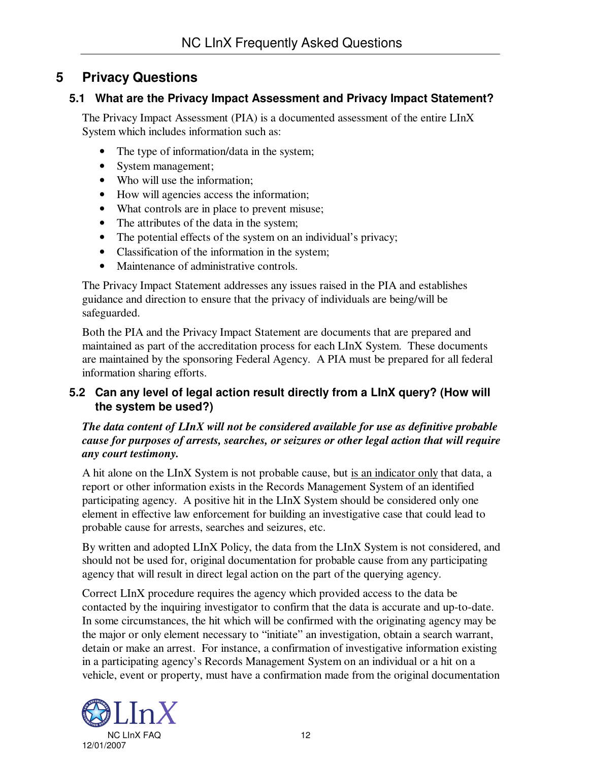# 5 Privacy Questions

## 5.1 What are the Privacy Impact Assessment and Privacy Impact Statement?

The Privacy Impact Assessment (PIA) is a documented assessment of the entire LInX System which includes information such as:

- The type of information/data in the system;
- System management;
- Who will use the information;
- How will agencies access the information;
- What controls are in place to prevent misuse;
- The attributes of the data in the system;
- The potential effects of the system on an individual's privacy;
- Classification of the information in the system;
- Maintenance of administrative controls.

The Privacy Impact Statement addresses any issues raised in the PIA and establishes guidance and direction to ensure that the privacy of individuals are being/will be safeguarded.

Both the PIA and the Privacy Impact Statement are documents that are prepared and maintained as part of the accreditation process for each LInX System. These documents are maintained by the sponsoring Federal Agency. A PIA must be prepared for all federal information sharing efforts.

## 5.2 Can any level of legal action result directly from a LInX query? (How will the system be used?)

***The data content of LInX will not be considered available for use as definitive probable cause for purposes of arrests, searches, or seizures or other legal action that will require any court testimony.***

A hit alone on the LInX System is not probable cause, but <u>is an indicator only</u> that data, a report or other information exists in the Records Management System of an identified participating agency. A positive hit in the LInX System should be considered only one element in effective law enforcement for building an investigative case that could lead to probable cause for arrests, searches and seizures, etc.

By written and adopted LInX Policy, the data from the LInX System is not considered, and should not be used for, original documentation for probable cause from any participating agency that will result in direct legal action on the part of the querying agency.

Correct LInX procedure requires the agency which provided access to the data be contacted by the inquiring investigator to confirm that the data is accurate and up-to-date. In some circumstances, the hit which will be confirmed with the originating agency may be the major or only element necessary to "initiate" an investigation, obtain a search warrant, detain or make an arrest. For instance, a confirmation of investigative information existing in a participating agency's Records Management System on an individual or a hit on a vehicle, event or property, must have a confirmation made from the original documentation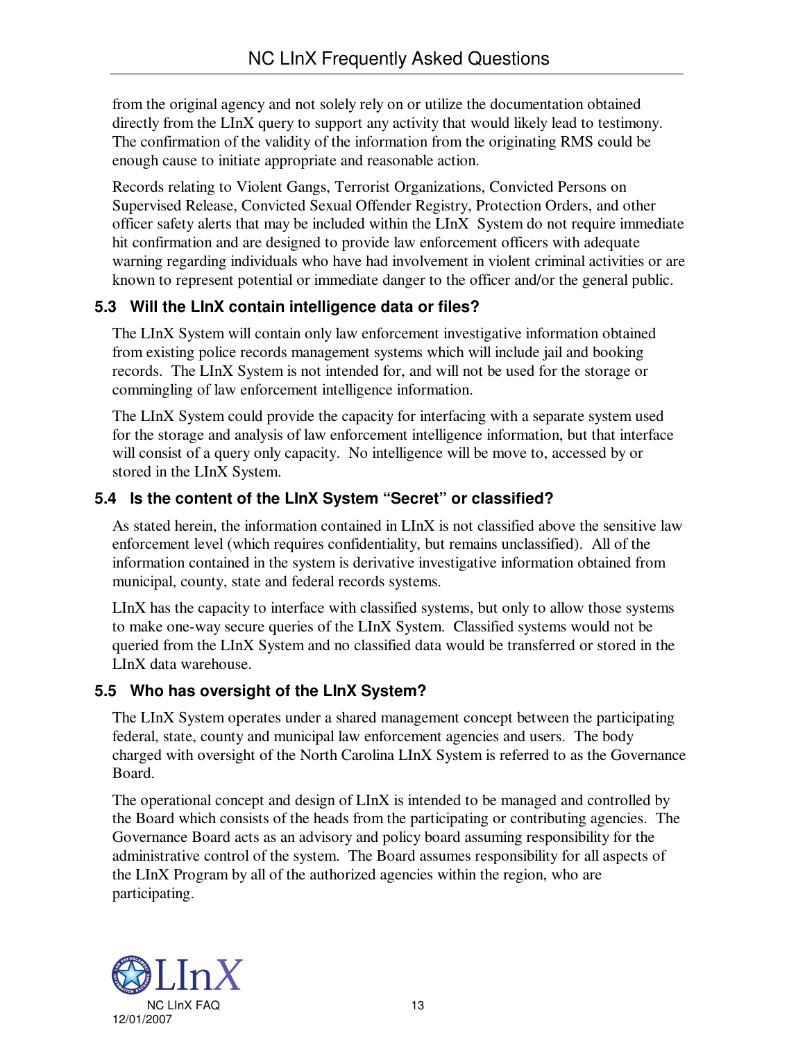from the original agency and not solely rely on or utilize the documentation obtained directly from the LInX query to support any activity that would likely lead to testimony. The confirmation of the validity of the information from the originating RMS could be enough cause to initiate appropriate and reasonable action.

Records relating to Violent Gangs, Terrorist Organizations, Convicted Persons on Supervised Release, Convicted Sexual Offender Registry, Protection Orders, and other officer safety alerts that may be included within the LInX System do not require immediate hit confirmation and are designed to provide law enforcement officers with adequate warning regarding individuals who have had involvement in violent criminal activities or are known to represent potential or immediate danger to the officer and/or the general public.

### 5.3 Will the LInX contain intelligence data or files?

The LInX System will contain only law enforcement investigative information obtained from existing police records management systems which will include jail and booking records. The LInX System is not intended for, and will not be used for the storage or commingling of law enforcement intelligence information.

The LInX System could provide the capacity for interfacing with a separate system used for the storage and analysis of law enforcement intelligence information, but that interface will consist of a query only capacity. No intelligence will be move to, accessed by or stored in the LInX System.

### 5.4 Is the content of the LInX System "Secret" or classified?

As stated herein, the information contained in LInX is not classified above the sensitive law enforcement level (which requires confidentiality, but remains unclassified). All of the information contained in the system is derivative investigative information obtained from municipal, county, state and federal records systems.

LInX has the capacity to interface with classified systems, but only to allow those systems to make one-way secure queries of the LInX System. Classified systems would not be queried from the LInX System and no classified data would be transferred or stored in the LInX data warehouse.

### 5.5 Who has oversight of the LInX System?

The LInX System operates under a shared management concept between the participating federal, state, county and municipal law enforcement agencies and users. The body charged with oversight of the North Carolina LInX System is referred to as the Governance Board.

The operational concept and design of LInX is intended to be managed and controlled by the Board which consists of the heads from the participating or contributing agencies. The Governance Board acts as an advisory and policy board assuming responsibility for the administrative control of the system. The Board assumes responsibility for all aspects of the LInX Program by all of the authorized agencies within the region, who are participating.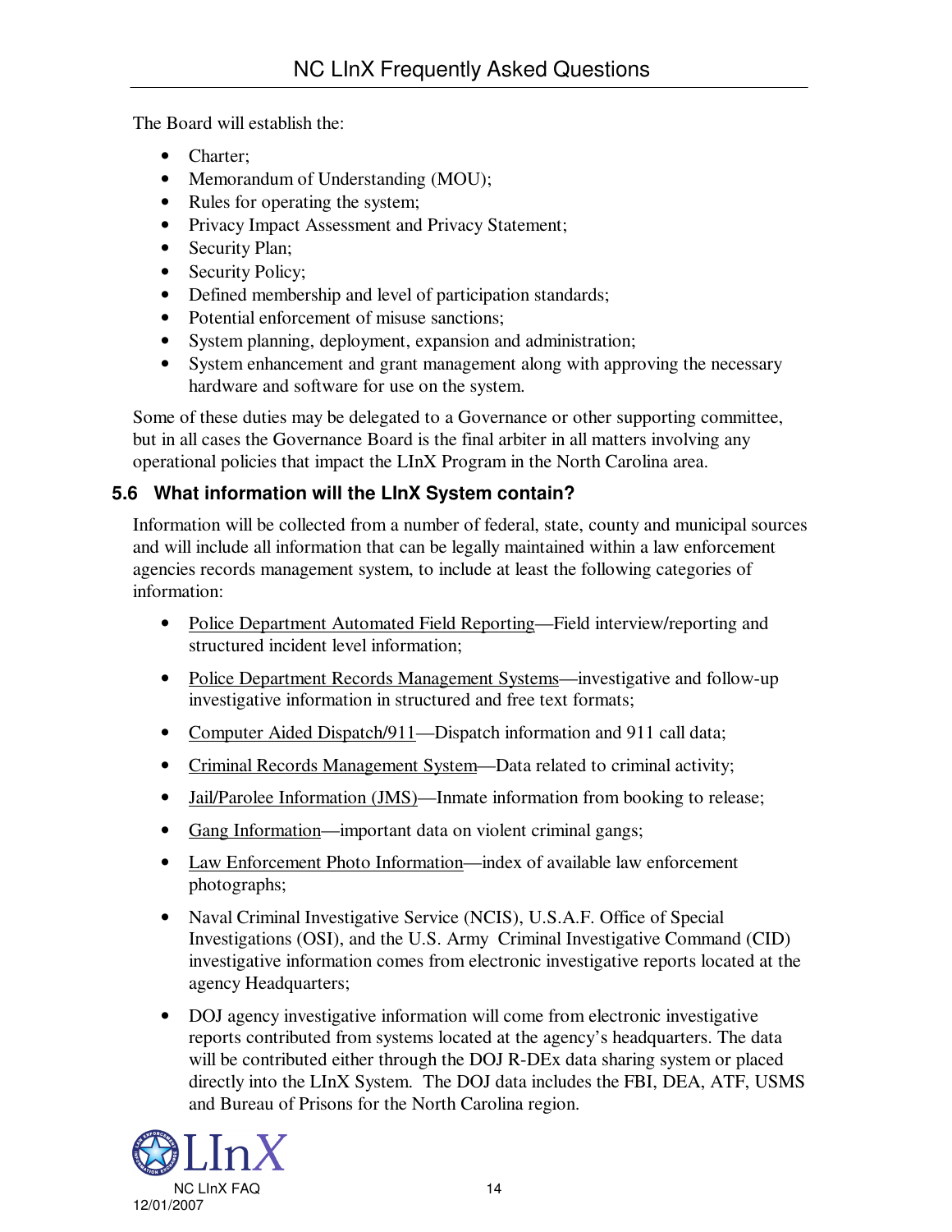The Board will establish the:

- Charter;
- Memorandum of Understanding (MOU);
- Rules for operating the system;
- Privacy Impact Assessment and Privacy Statement;
- Security Plan;
- Security Policy;
- Defined membership and level of participation standards;
- Potential enforcement of misuse sanctions;
- System planning, deployment, expansion and administration;
- System enhancement and grant management along with approving the necessary hardware and software for use on the system.

Some of these duties may be delegated to a Governance or other supporting committee, but in all cases the Governance Board is the final arbiter in all matters involving any operational policies that impact the LInX Program in the North Carolina area.

### 5.6 What information will the LInX System contain?

Information will be collected from a number of federal, state, county and municipal sources and will include all information that can be legally maintained within a law enforcement agencies records management system, to include at least the following categories of information:

- Police Department Automated Field Reporting—Field interview/reporting and structured incident level information;
- Police Department Records Management Systems—investigative and follow-up investigative information in structured and free text formats;
- Computer Aided Dispatch/911—Dispatch information and 911 call data;
- Criminal Records Management System—Data related to criminal activity;
- Jail/Parolee Information (JMS)—Inmate information from booking to release;
- Gang Information—important data on violent criminal gangs;
- Law Enforcement Photo Information—index of available law enforcement photographs;
- Naval Criminal Investigative Service (NCIS), U.S.A.F. Office of Special Investigations (OSI), and the U.S. Army Criminal Investigative Command (CID) investigative information comes from electronic investigative reports located at the agency Headquarters;
- DOJ agency investigative information will come from electronic investigative reports contributed from systems located at the agency's headquarters. The data will be contributed either through the DOJ R-DEx data sharing system or placed directly into the LInX System. The DOJ data includes the FBI, DEA, ATF, USMS and Bureau of Prisons for the North Carolina region.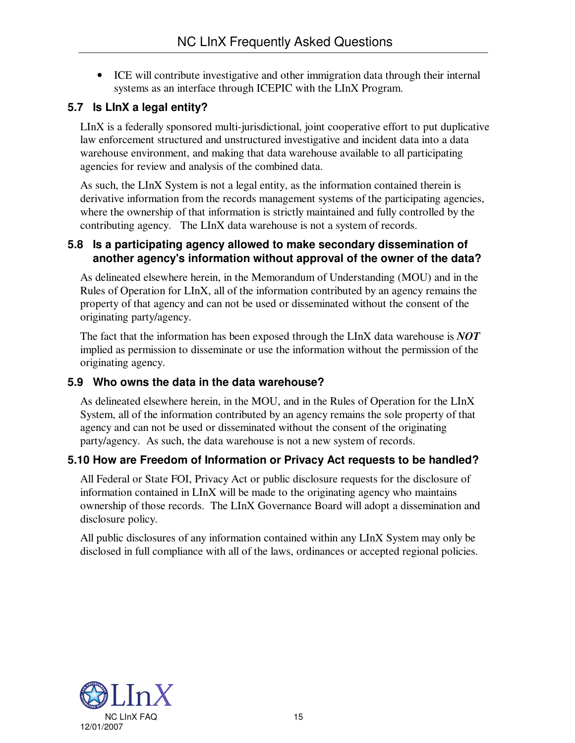- ICE will contribute investigative and other immigration data through their internal systems as an interface through ICEPIC with the LInX Program.

### 5.7 Is LInX a legal entity?

LInX is a federally sponsored multi-jurisdictional, joint cooperative effort to put duplicative law enforcement structured and unstructured investigative and incident data into a data warehouse environment, and making that data warehouse available to all participating agencies for review and analysis of the combined data.

As such, the LInX System is not a legal entity, as the information contained therein is derivative information from the records management systems of the participating agencies, where the ownership of that information is strictly maintained and fully controlled by the contributing agency. The LInX data warehouse is not a system of records.

### 5.8 Is a participating agency allowed to make secondary dissemination of another agency's information without approval of the owner of the data?

As delineated elsewhere herein, in the Memorandum of Understanding (MOU) and in the Rules of Operation for LInX, all of the information contributed by an agency remains the property of that agency and can not be used or disseminated without the consent of the originating party/agency.

The fact that the information has been exposed through the LInX data warehouse is ***NOT*** implied as permission to disseminate or use the information without the permission of the originating agency.

### 5.9 Who owns the data in the data warehouse?

As delineated elsewhere herein, in the MOU, and in the Rules of Operation for the LInX System, all of the information contributed by an agency remains the sole property of that agency and can not be used or disseminated without the consent of the originating party/agency. As such, the data warehouse is not a new system of records.

### 5.10 How are Freedom of Information or Privacy Act requests to be handled?

All Federal or State FOI, Privacy Act or public disclosure requests for the disclosure of information contained in LInX will be made to the originating agency who maintains ownership of those records. The LInX Governance Board will adopt a dissemination and disclosure policy.

All public disclosures of any information contained within any LInX System may only be disclosed in full compliance with all of the laws, ordinances or accepted regional policies.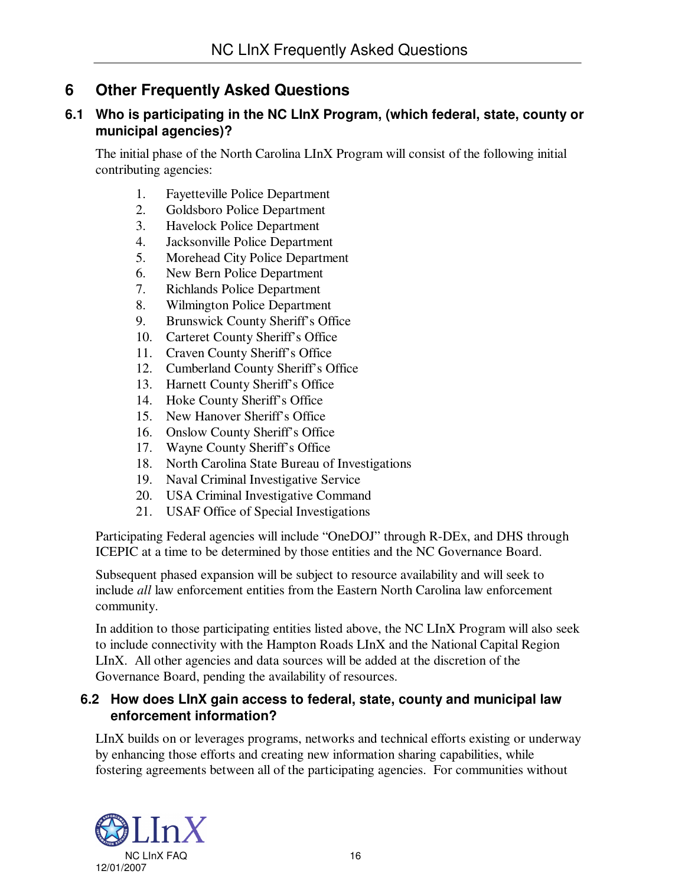# 6 Other Frequently Asked Questions

## 6.1 Who is participating in the NC LInX Program, (which federal, state, county or municipal agencies)?

The initial phase of the North Carolina LInX Program will consist of the following initial contributing agencies:

1. Fayetteville Police Department
2. Goldsboro Police Department
3. Havelock Police Department
4. Jacksonville Police Department
5. Morehead City Police Department
6. New Bern Police Department
7. Richlands Police Department
8. Wilmington Police Department
9. Brunswick County Sheriff's Office
10. Carteret County Sheriff's Office
11. Craven County Sheriff's Office
12. Cumberland County Sheriff's Office
13. Harnett County Sheriff's Office
14. Hoke County Sheriff's Office
15. New Hanover Sheriff's Office
16. Onslow County Sheriff's Office
17. Wayne County Sheriff's Office
18. North Carolina State Bureau of Investigations
19. Naval Criminal Investigative Service
20. USA Criminal Investigative Command
21. USAF Office of Special Investigations

Participating Federal agencies will include "OneDOJ" through R-DEx, and DHS through ICEPIC at a time to be determined by those entities and the NC Governance Board.

Subsequent phased expansion will be subject to resource availability and will seek to include *all* law enforcement entities from the Eastern North Carolina law enforcement community.

In addition to those participating entities listed above, the NC LInX Program will also seek to include connectivity with the Hampton Roads LInX and the National Capital Region LInX. All other agencies and data sources will be added at the discretion of the Governance Board, pending the availability of resources.

## 6.2 How does LInX gain access to federal, state, county and municipal law enforcement information?

LInX builds on or leverages programs, networks and technical efforts existing or underway by enhancing those efforts and creating new information sharing capabilities, while fostering agreements between all of the participating agencies. For communities without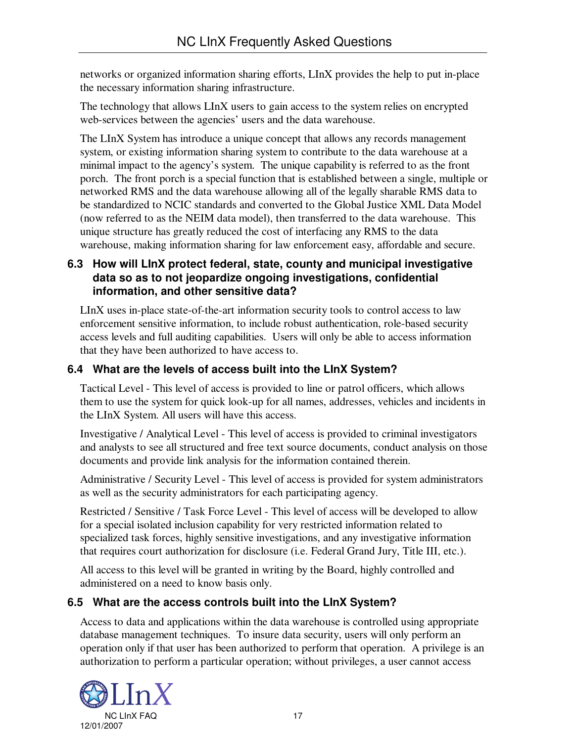networks or organized information sharing efforts, LInX provides the help to put in-place the necessary information sharing infrastructure.

The technology that allows LInX users to gain access to the system relies on encrypted web-services between the agencies' users and the data warehouse.

The LInX System has introduce a unique concept that allows any records management system, or existing information sharing system to contribute to the data warehouse at a minimal impact to the agency's system. The unique capability is referred to as the front porch. The front porch is a special function that is established between a single, multiple or networked RMS and the data warehouse allowing all of the legally sharable RMS data to be standardized to NCIC standards and converted to the Global Justice XML Data Model (now referred to as the NEIM data model), then transferred to the data warehouse. This unique structure has greatly reduced the cost of interfacing any RMS to the data warehouse, making information sharing for law enforcement easy, affordable and secure.

### 6.3 How will LInX protect federal, state, county and municipal investigative data so as to not jeopardize ongoing investigations, confidential information, and other sensitive data?

LInX uses in-place state-of-the-art information security tools to control access to law enforcement sensitive information, to include robust authentication, role-based security access levels and full auditing capabilities. Users will only be able to access information that they have been authorized to have access to.

### 6.4 What are the levels of access built into the LInX System?

Tactical Level - This level of access is provided to line or patrol officers, which allows them to use the system for quick look-up for all names, addresses, vehicles and incidents in the LInX System. All users will have this access.

Investigative / Analytical Level - This level of access is provided to criminal investigators and analysts to see all structured and free text source documents, conduct analysis on those documents and provide link analysis for the information contained therein.

Administrative / Security Level - This level of access is provided for system administrators as well as the security administrators for each participating agency.

Restricted / Sensitive / Task Force Level - This level of access will be developed to allow for a special isolated inclusion capability for very restricted information related to specialized task forces, highly sensitive investigations, and any investigative information that requires court authorization for disclosure (i.e. Federal Grand Jury, Title III, etc.).

All access to this level will be granted in writing by the Board, highly controlled and administered on a need to know basis only.

### 6.5 What are the access controls built into the LInX System?

Access to data and applications within the data warehouse is controlled using appropriate database management techniques. To insure data security, users will only perform an operation only if that user has been authorized to perform that operation. A privilege is an authorization to perform a particular operation; without privileges, a user cannot access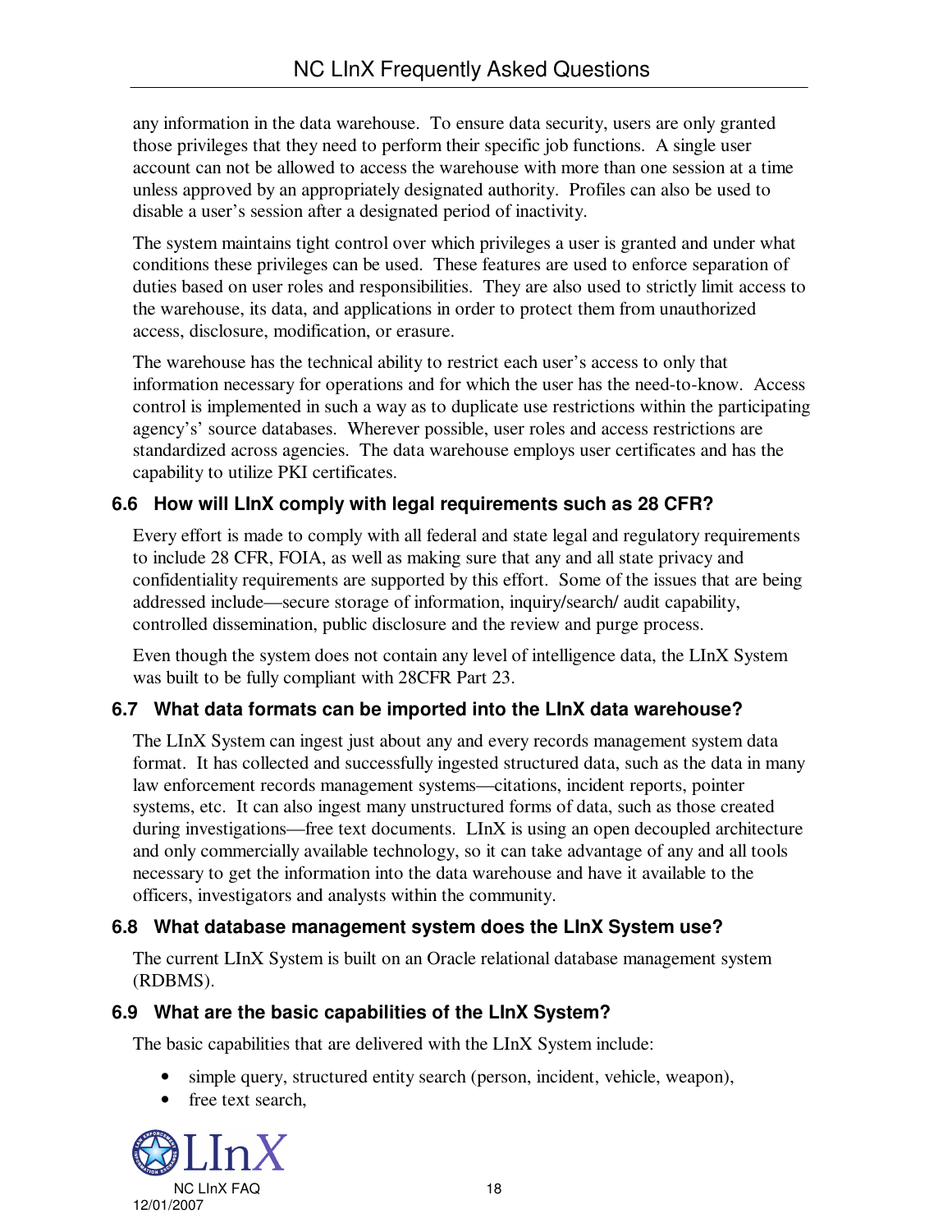any information in the data warehouse. To ensure data security, users are only granted those privileges that they need to perform their specific job functions. A single user account can not be allowed to access the warehouse with more than one session at a time unless approved by an appropriately designated authority. Profiles can also be used to disable a user's session after a designated period of inactivity.

The system maintains tight control over which privileges a user is granted and under what conditions these privileges can be used. These features are used to enforce separation of duties based on user roles and responsibilities. They are also used to strictly limit access to the warehouse, its data, and applications in order to protect them from unauthorized access, disclosure, modification, or erasure.

The warehouse has the technical ability to restrict each user's access to only that information necessary for operations and for which the user has the need-to-know. Access control is implemented in such a way as to duplicate use restrictions within the participating agency's' source databases. Wherever possible, user roles and access restrictions are standardized across agencies. The data warehouse employs user certificates and has the capability to utilize PKI certificates.

### 6.6 How will LInX comply with legal requirements such as 28 CFR?

Every effort is made to comply with all federal and state legal and regulatory requirements to include 28 CFR, FOIA, as well as making sure that any and all state privacy and confidentiality requirements are supported by this effort. Some of the issues that are being addressed include—secure storage of information, inquiry/search/ audit capability, controlled dissemination, public disclosure and the review and purge process.

Even though the system does not contain any level of intelligence data, the LInX System was built to be fully compliant with 28CFR Part 23.

### 6.7 What data formats can be imported into the LInX data warehouse?

The LInX System can ingest just about any and every records management system data format. It has collected and successfully ingested structured data, such as the data in many law enforcement records management systems—citations, incident reports, pointer systems, etc. It can also ingest many unstructured forms of data, such as those created during investigations—free text documents. LInX is using an open decoupled architecture and only commercially available technology, so it can take advantage of any and all tools necessary to get the information into the data warehouse and have it available to the officers, investigators and analysts within the community.

### 6.8 What database management system does the LInX System use?

The current LInX System is built on an Oracle relational database management system (RDBMS).

### 6.9 What are the basic capabilities of the LInX System?

The basic capabilities that are delivered with the LInX System include:

- simple query, structured entity search (person, incident, vehicle, weapon),
- free text search,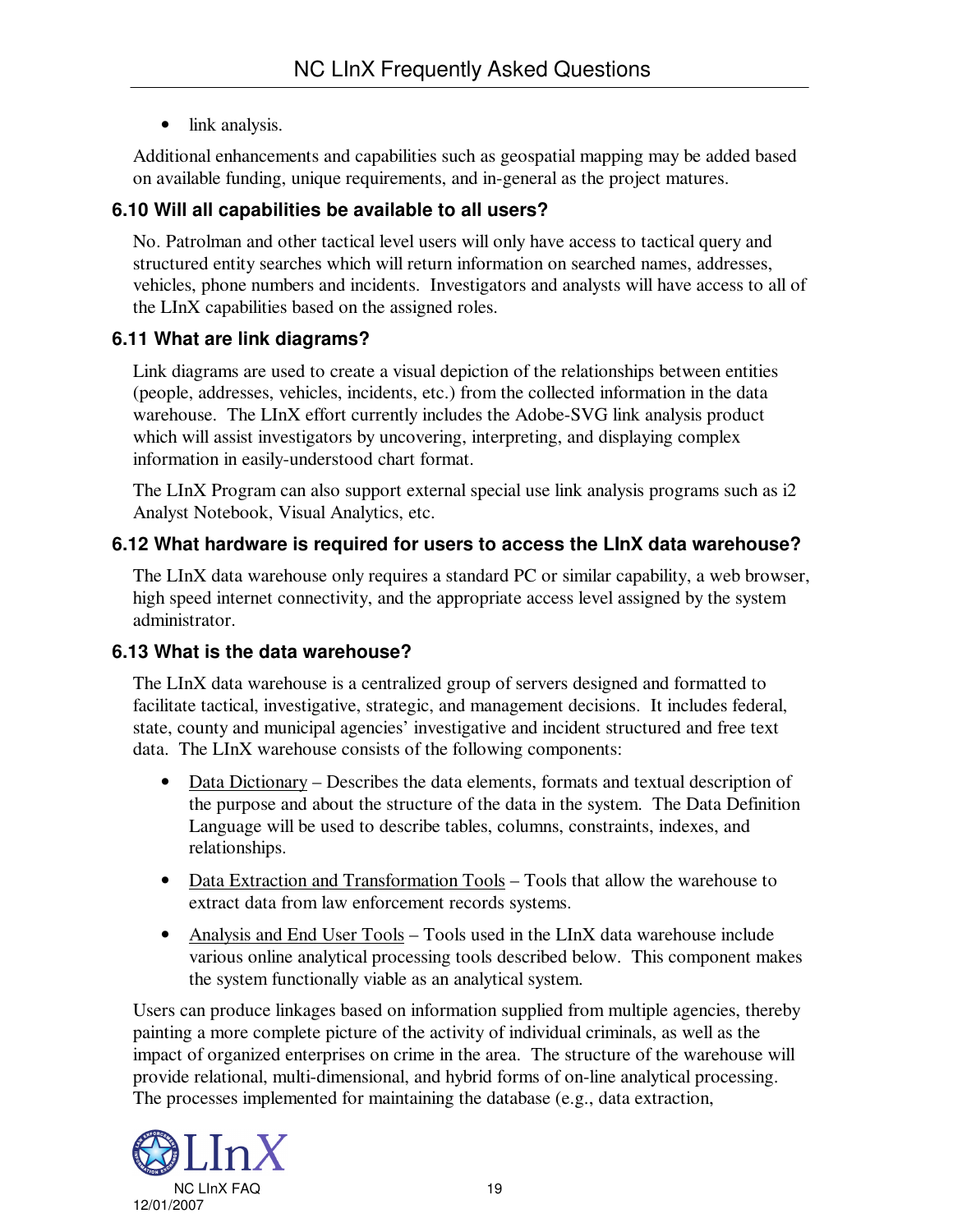- link analysis.

Additional enhancements and capabilities such as geospatial mapping may be added based on available funding, unique requirements, and in-general as the project matures.

### 6.10 Will all capabilities be available to all users?

No. Patrolman and other tactical level users will only have access to tactical query and structured entity searches which will return information on searched names, addresses, vehicles, phone numbers and incidents. Investigators and analysts will have access to all of the LInX capabilities based on the assigned roles.

### 6.11 What are link diagrams?

Link diagrams are used to create a visual depiction of the relationships between entities (people, addresses, vehicles, incidents, etc.) from the collected information in the data warehouse. The LInX effort currently includes the Adobe-SVG link analysis product which will assist investigators by uncovering, interpreting, and displaying complex information in easily-understood chart format.

The LInX Program can also support external special use link analysis programs such as i2 Analyst Notebook, Visual Analytics, etc.

### 6.12 What hardware is required for users to access the LInX data warehouse?

The LInX data warehouse only requires a standard PC or similar capability, a web browser, high speed internet connectivity, and the appropriate access level assigned by the system administrator.

### 6.13 What is the data warehouse?

The LInX data warehouse is a centralized group of servers designed and formatted to facilitate tactical, investigative, strategic, and management decisions. It includes federal, state, county and municipal agencies' investigative and incident structured and free text data. The LInX warehouse consists of the following components:

- Data Dictionary – Describes the data elements, formats and textual description of the purpose and about the structure of the data in the system. The Data Definition Language will be used to describe tables, columns, constraints, indexes, and relationships.
- Data Extraction and Transformation Tools – Tools that allow the warehouse to extract data from law enforcement records systems.
- Analysis and End User Tools – Tools used in the LInX data warehouse include various online analytical processing tools described below. This component makes the system functionally viable as an analytical system.

Users can produce linkages based on information supplied from multiple agencies, thereby painting a more complete picture of the activity of individual criminals, as well as the impact of organized enterprises on crime in the area. The structure of the warehouse will provide relational, multi-dimensional, and hybrid forms of on-line analytical processing. The processes implemented for maintaining the database (e.g., data extraction,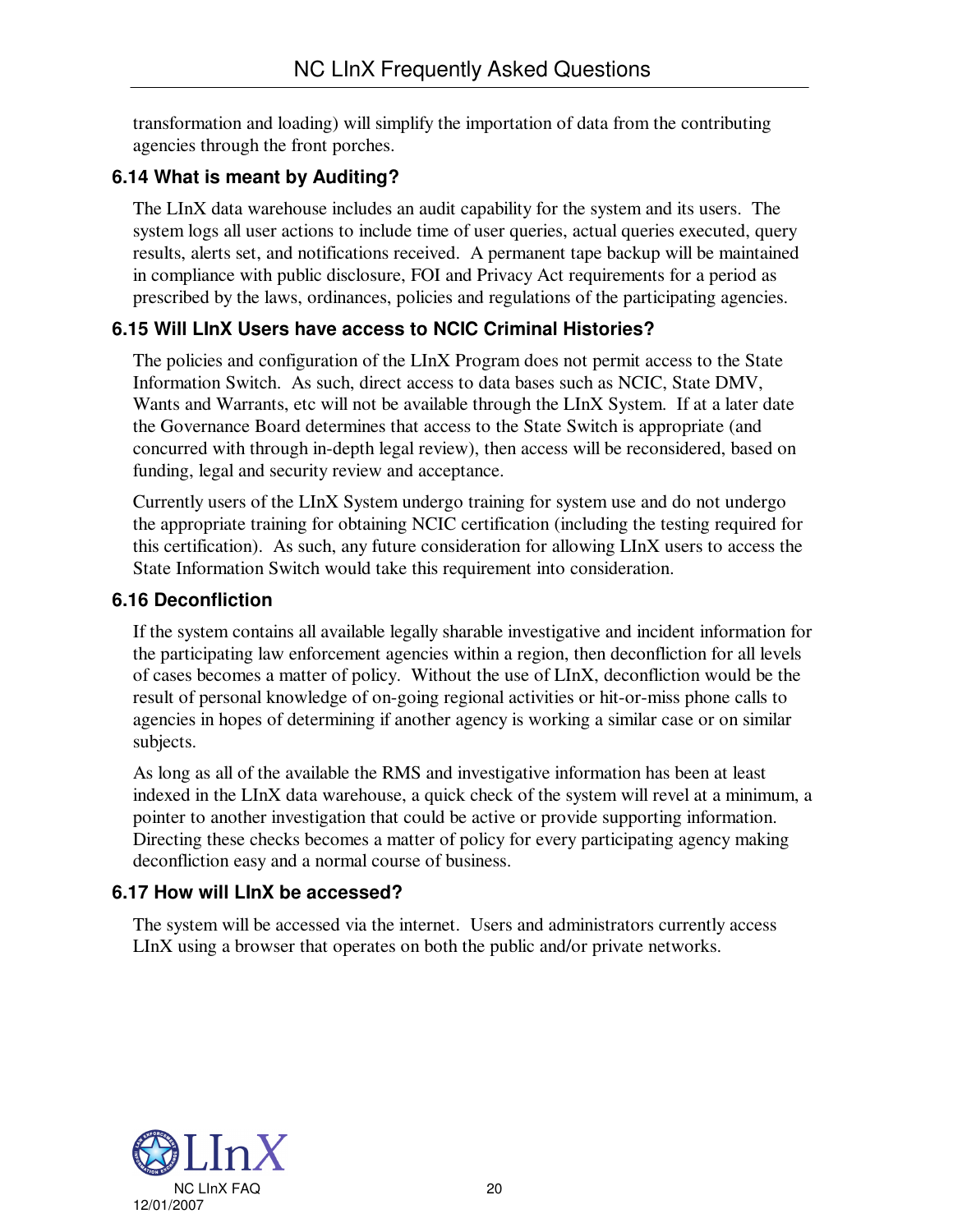transformation and loading) will simplify the importation of data from the contributing agencies through the front porches.

### 6.14 What is meant by Auditing?

The LInX data warehouse includes an audit capability for the system and its users. The system logs all user actions to include time of user queries, actual queries executed, query results, alerts set, and notifications received. A permanent tape backup will be maintained in compliance with public disclosure, FOI and Privacy Act requirements for a period as prescribed by the laws, ordinances, policies and regulations of the participating agencies.

### 6.15 Will LInX Users have access to NCIC Criminal Histories?

The policies and configuration of the LInX Program does not permit access to the State Information Switch. As such, direct access to data bases such as NCIC, State DMV, Wants and Warrants, etc will not be available through the LInX System. If at a later date the Governance Board determines that access to the State Switch is appropriate (and concurred with through in-depth legal review), then access will be reconsidered, based on funding, legal and security review and acceptance.

Currently users of the LInX System undergo training for system use and do not undergo the appropriate training for obtaining NCIC certification (including the testing required for this certification). As such, any future consideration for allowing LInX users to access the State Information Switch would take this requirement into consideration.

### 6.16 Deconfliction

If the system contains all available legally sharable investigative and incident information for the participating law enforcement agencies within a region, then deconfliction for all levels of cases becomes a matter of policy. Without the use of LInX, deconfliction would be the result of personal knowledge of on-going regional activities or hit-or-miss phone calls to agencies in hopes of determining if another agency is working a similar case or on similar subjects.

As long as all of the available the RMS and investigative information has been at least indexed in the LInX data warehouse, a quick check of the system will revel at a minimum, a pointer to another investigation that could be active or provide supporting information. Directing these checks becomes a matter of policy for every participating agency making deconfliction easy and a normal course of business.

### 6.17 How will LInX be accessed?

The system will be accessed via the internet. Users and administrators currently access LInX using a browser that operates on both the public and/or private networks.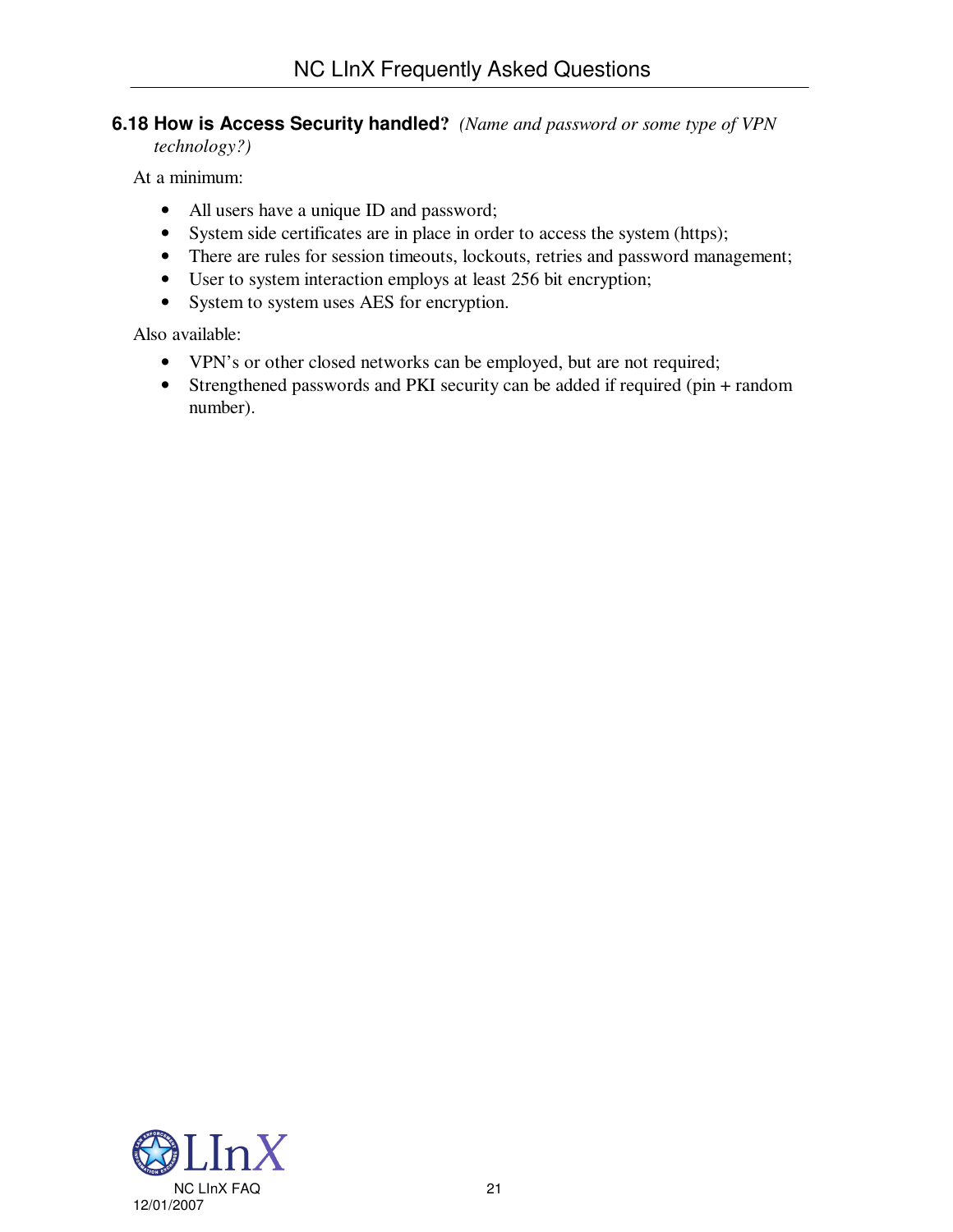### 6.18 How is Access Security handled? *(Name and password or some type of VPN technology?)*

At a minimum:

- All users have a unique ID and password;
- System side certificates are in place in order to access the system (https);
- There are rules for session timeouts, lockouts, retries and password management;
- User to system interaction employs at least 256 bit encryption;
- System to system uses AES for encryption.

Also available:

- VPN's or other closed networks can be employed, but are not required;
- Strengthened passwords and PKI security can be added if required (pin + random number).